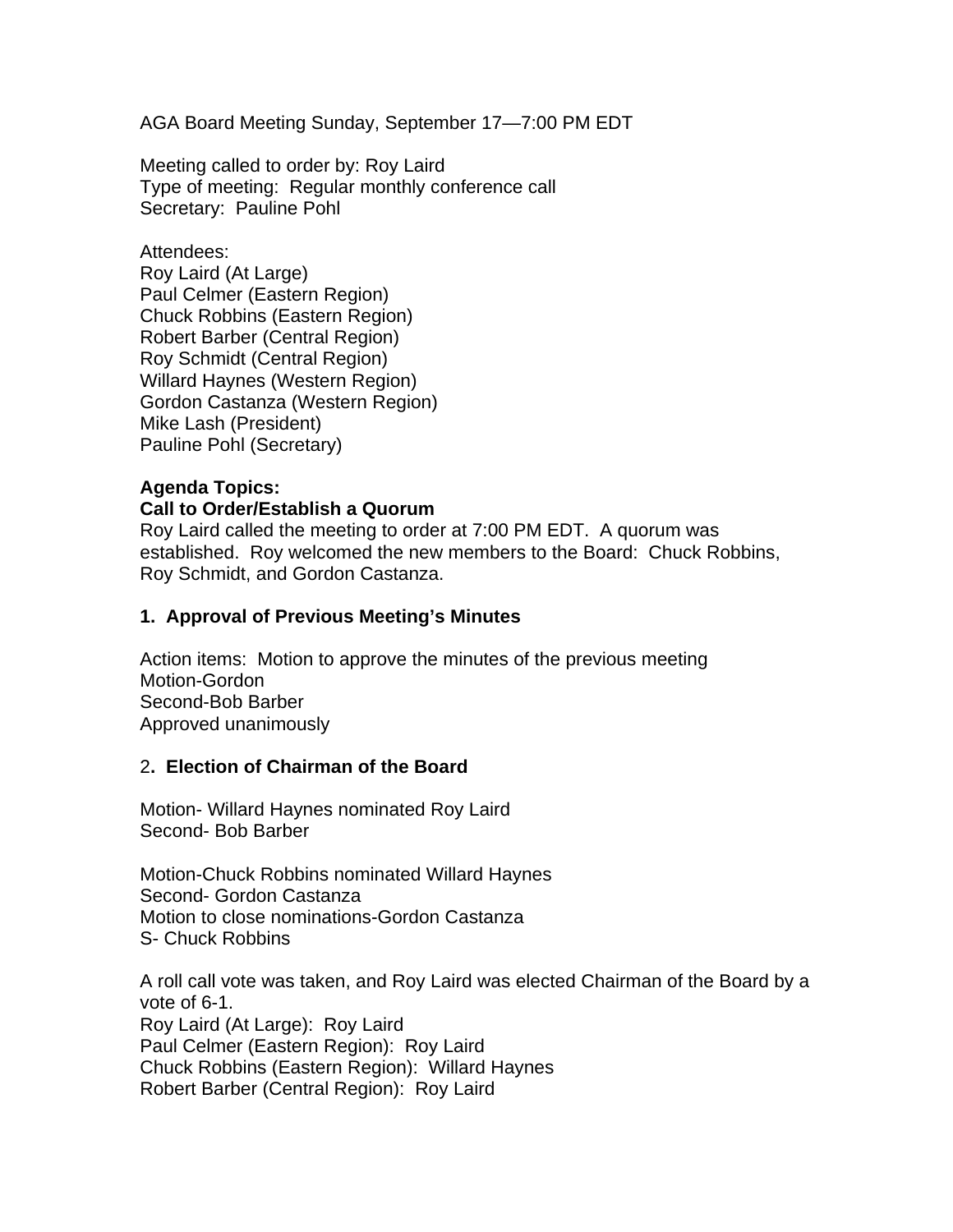AGA Board Meeting Sunday, September 17—7:00 PM EDT

Meeting called to order by: Roy Laird
Type of meeting: Regular monthly conference call
Secretary: Pauline Pohl

Attendees:
Roy Laird (At Large)
Paul Celmer (Eastern Region)
Chuck Robbins (Eastern Region)
Robert Barber (Central Region)
Roy Schmidt (Central Region)
Willard Haynes (Western Region)
Gordon Castanza (Western Region)
Mike Lash (President)
Pauline Pohl (Secretary)

**Agenda Topics:**
**Call to Order/Establish a Quorum**
Roy Laird called the meeting to order at 7:00 PM EDT. A quorum was established. Roy welcomed the new members to the Board: Chuck Robbins, Roy Schmidt, and Gordon Castanza.

**1. Approval of Previous Meeting's Minutes**

Action items: Motion to approve the minutes of the previous meeting
Motion-Gordon
Second-Bob Barber
Approved unanimously

2**. Election of Chairman of the Board**

Motion- Willard Haynes nominated Roy Laird
Second- Bob Barber

Motion-Chuck Robbins nominated Willard Haynes
Second- Gordon Castanza
Motion to close nominations-Gordon Castanza
S- Chuck Robbins

A roll call vote was taken, and Roy Laird was elected Chairman of the Board by a vote of 6-1.
Roy Laird (At Large): Roy Laird
Paul Celmer (Eastern Region): Roy Laird
Chuck Robbins (Eastern Region): Willard Haynes
Robert Barber (Central Region): Roy Laird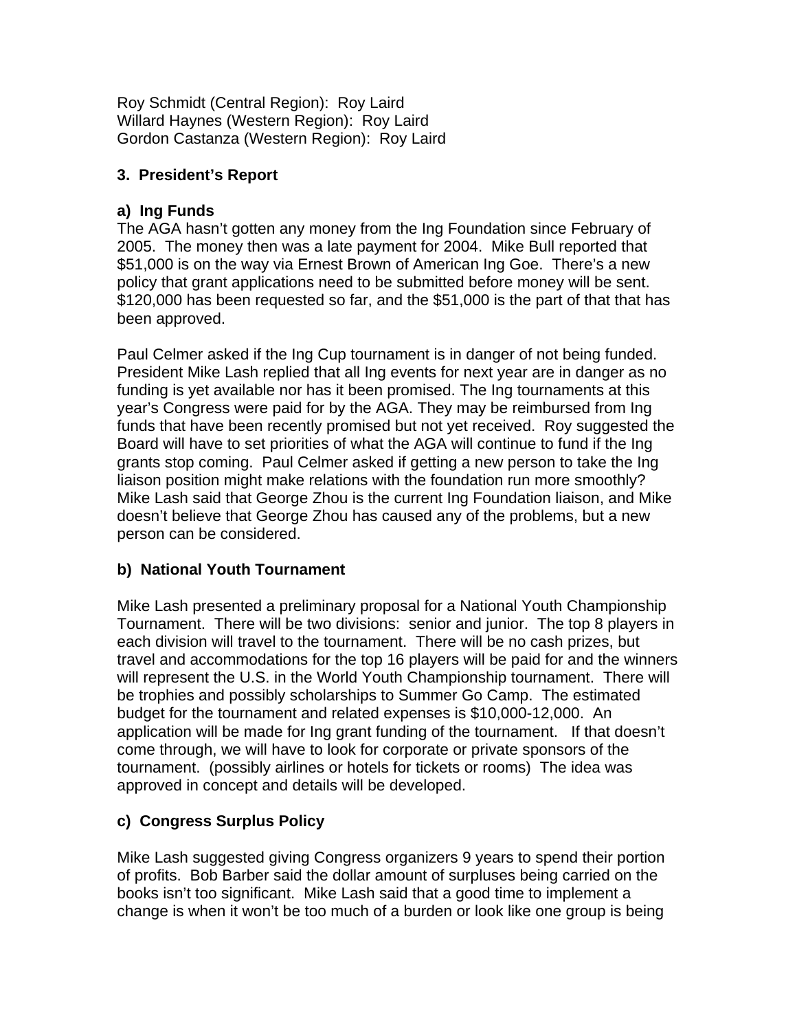Roy Schmidt (Central Region): Roy Laird
Willard Haynes (Western Region): Roy Laird
Gordon Castanza (Western Region): Roy Laird

### 3. President's Report

#### a) Ing Funds

The AGA hasn't gotten any money from the Ing Foundation since February of 2005. The money then was a late payment for 2004. Mike Bull reported that $51,000 is on the way via Ernest Brown of American Ing Goe. There's a new policy that grant applications need to be submitted before money will be sent. $120,000 has been requested so far, and the $51,000 is the part of that that has been approved.

Paul Celmer asked if the Ing Cup tournament is in danger of not being funded. President Mike Lash replied that all Ing events for next year are in danger as no funding is yet available nor has it been promised. The Ing tournaments at this year's Congress were paid for by the AGA. They may be reimbursed from Ing funds that have been recently promised but not yet received. Roy suggested the Board will have to set priorities of what the AGA will continue to fund if the Ing grants stop coming. Paul Celmer asked if getting a new person to take the Ing liaison position might make relations with the foundation run more smoothly? Mike Lash said that George Zhou is the current Ing Foundation liaison, and Mike doesn't believe that George Zhou has caused any of the problems, but a new person can be considered.

#### b) National Youth Tournament

Mike Lash presented a preliminary proposal for a National Youth Championship Tournament. There will be two divisions: senior and junior. The top 8 players in each division will travel to the tournament. There will be no cash prizes, but travel and accommodations for the top 16 players will be paid for and the winners will represent the U.S. in the World Youth Championship tournament. There will be trophies and possibly scholarships to Summer Go Camp. The estimated budget for the tournament and related expenses is $10,000-12,000. An application will be made for Ing grant funding of the tournament. If that doesn't come through, we will have to look for corporate or private sponsors of the tournament. (possibly airlines or hotels for tickets or rooms) The idea was approved in concept and details will be developed.

#### c) Congress Surplus Policy

Mike Lash suggested giving Congress organizers 9 years to spend their portion of profits. Bob Barber said the dollar amount of surpluses being carried on the books isn't too significant. Mike Lash said that a good time to implement a change is when it won't be too much of a burden or look like one group is being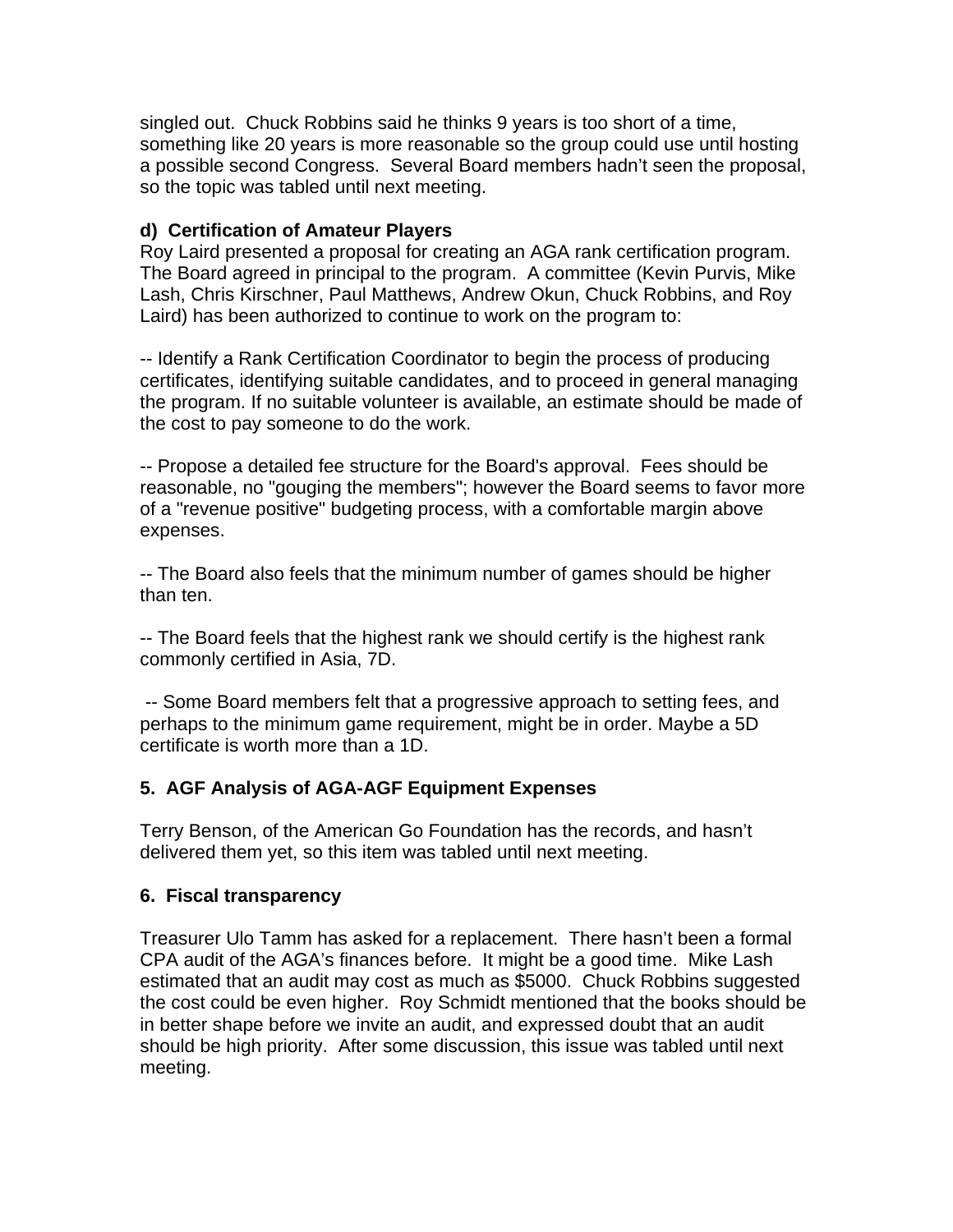singled out. Chuck Robbins said he thinks 9 years is too short of a time, something like 20 years is more reasonable so the group could use until hosting a possible second Congress. Several Board members hadn't seen the proposal, so the topic was tabled until next meeting.

**d) Certification of Amateur Players**

Roy Laird presented a proposal for creating an AGA rank certification program. The Board agreed in principal to the program. A committee (Kevin Purvis, Mike Lash, Chris Kirschner, Paul Matthews, Andrew Okun, Chuck Robbins, and Roy Laird) has been authorized to continue to work on the program to:

-- Identify a Rank Certification Coordinator to begin the process of producing certificates, identifying suitable candidates, and to proceed in general managing the program. If no suitable volunteer is available, an estimate should be made of the cost to pay someone to do the work.

-- Propose a detailed fee structure for the Board's approval. Fees should be reasonable, no "gouging the members"; however the Board seems to favor more of a "revenue positive" budgeting process, with a comfortable margin above expenses.

-- The Board also feels that the minimum number of games should be higher than ten.

-- The Board feels that the highest rank we should certify is the highest rank commonly certified in Asia, 7D.

-- Some Board members felt that a progressive approach to setting fees, and perhaps to the minimum game requirement, might be in order. Maybe a 5D certificate is worth more than a 1D.

## 5. AGF Analysis of AGA-AGF Equipment Expenses

Terry Benson, of the American Go Foundation has the records, and hasn't delivered them yet, so this item was tabled until next meeting.

## 6. Fiscal transparency

Treasurer Ulo Tamm has asked for a replacement. There hasn't been a formal CPA audit of the AGA's finances before. It might be a good time. Mike Lash estimated that an audit may cost as much as $5000. Chuck Robbins suggested the cost could be even higher. Roy Schmidt mentioned that the books should be in better shape before we invite an audit, and expressed doubt that an audit should be high priority. After some discussion, this issue was tabled until next meeting.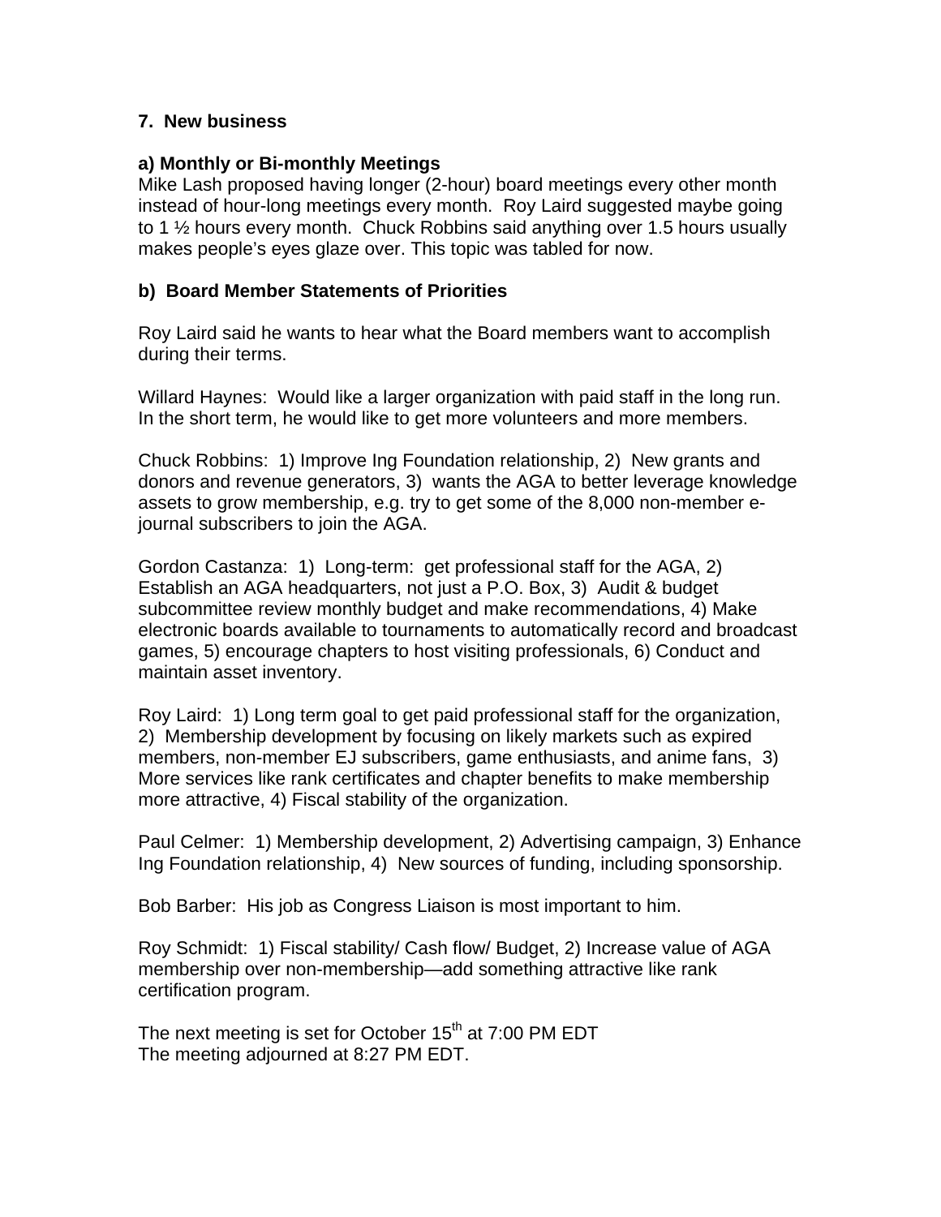**7. New business**

**a) Monthly or Bi-monthly Meetings**

Mike Lash proposed having longer (2-hour) board meetings every other month instead of hour-long meetings every month. Roy Laird suggested maybe going to 1 ½ hours every month. Chuck Robbins said anything over 1.5 hours usually makes people's eyes glaze over. This topic was tabled for now.

**b) Board Member Statements of Priorities**

Roy Laird said he wants to hear what the Board members want to accomplish during their terms.

Willard Haynes: Would like a larger organization with paid staff in the long run. In the short term, he would like to get more volunteers and more members.

Chuck Robbins: 1) Improve Ing Foundation relationship, 2) New grants and donors and revenue generators, 3) wants the AGA to better leverage knowledge assets to grow membership, e.g. try to get some of the 8,000 non-member e-journal subscribers to join the AGA.

Gordon Castanza: 1) Long-term: get professional staff for the AGA, 2) Establish an AGA headquarters, not just a P.O. Box, 3) Audit & budget subcommittee review monthly budget and make recommendations, 4) Make electronic boards available to tournaments to automatically record and broadcast games, 5) encourage chapters to host visiting professionals, 6) Conduct and maintain asset inventory.

Roy Laird: 1) Long term goal to get paid professional staff for the organization, 2) Membership development by focusing on likely markets such as expired members, non-member EJ subscribers, game enthusiasts, and anime fans, 3) More services like rank certificates and chapter benefits to make membership more attractive, 4) Fiscal stability of the organization.

Paul Celmer: 1) Membership development, 2) Advertising campaign, 3) Enhance Ing Foundation relationship, 4) New sources of funding, including sponsorship.

Bob Barber: His job as Congress Liaison is most important to him.

Roy Schmidt: 1) Fiscal stability/ Cash flow/ Budget, 2) Increase value of AGA membership over non-membership—add something attractive like rank certification program.

The next meeting is set for October 15th at 7:00 PM EDT
The meeting adjourned at 8:27 PM EDT.